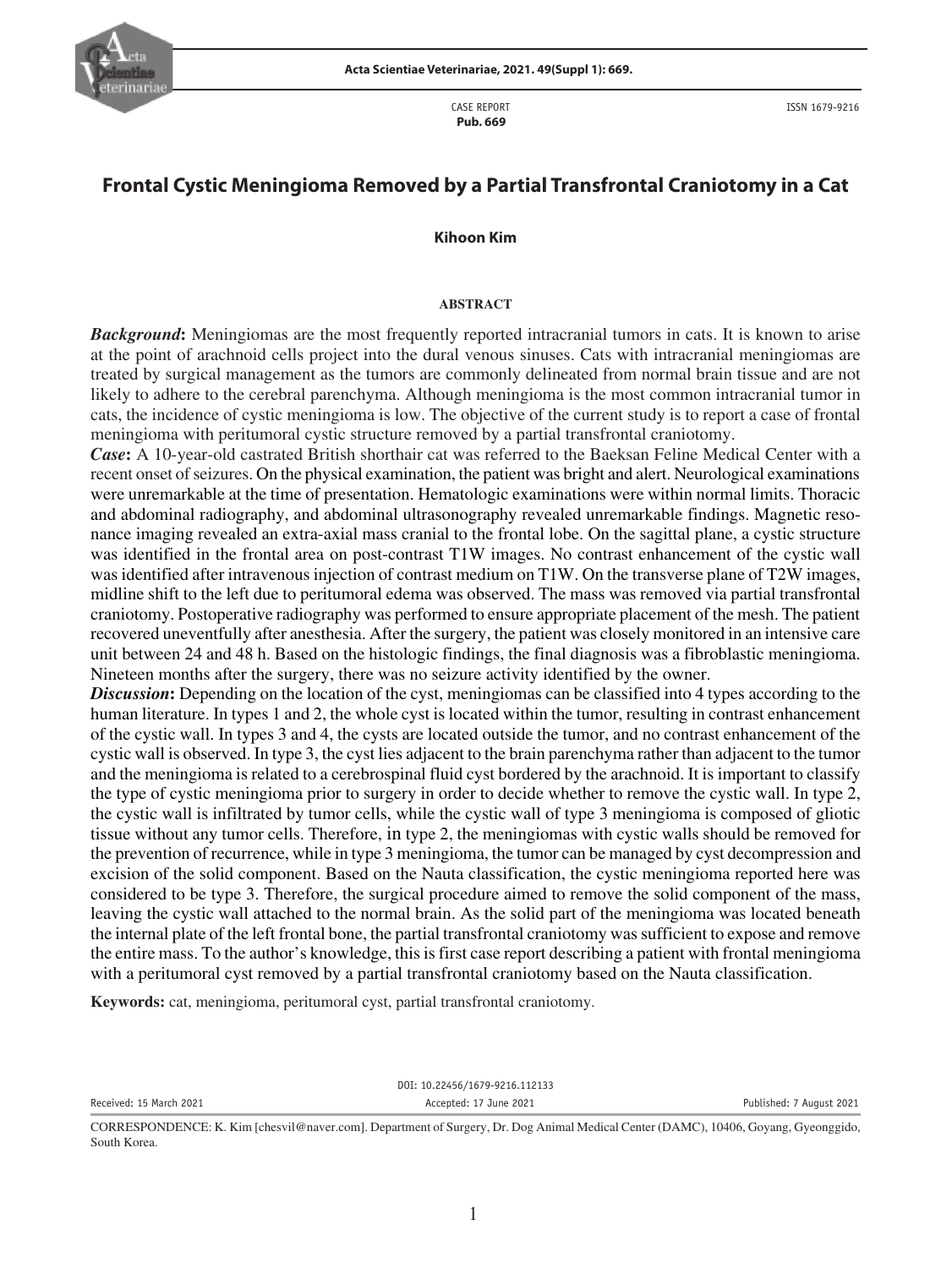CASE REPORT
**Pub. 669**

ISSN 1679-9216

# Frontal Cystic Meningioma Removed by a Partial Transfrontal Craniotomy in a Cat

**Kihoon Kim**

## ABSTRACT

***Background*:** Meningiomas are the most frequently reported intracranial tumors in cats. It is known to arise at the point of arachnoid cells project into the dural venous sinuses. Cats with intracranial meningiomas are treated by surgical management as the tumors are commonly delineated from normal brain tissue and are not likely to adhere to the cerebral parenchyma. Although meningioma is the most common intracranial tumor in cats, the incidence of cystic meningioma is low. The objective of the current study is to report a case of frontal meningioma with peritumoral cystic structure removed by a partial transfrontal craniotomy.

***Case*:** A 10-year-old castrated British shorthair cat was referred to the Baeksan Feline Medical Center with a recent onset of seizures. On the physical examination, the patient was bright and alert. Neurological examinations were unremarkable at the time of presentation. Hematologic examinations were within normal limits. Thoracic and abdominal radiography, and abdominal ultrasonography revealed unremarkable findings. Magnetic resonance imaging revealed an extra-axial mass cranial to the frontal lobe. On the sagittal plane, a cystic structure was identified in the frontal area on post-contrast T1W images. No contrast enhancement of the cystic wall was identified after intravenous injection of contrast medium on T1W. On the transverse plane of T2W images, midline shift to the left due to peritumoral edema was observed. The mass was removed via partial transfrontal craniotomy. Postoperative radiography was performed to ensure appropriate placement of the mesh. The patient recovered uneventfully after anesthesia. After the surgery, the patient was closely monitored in an intensive care unit between 24 and 48 h. Based on the histologic findings, the final diagnosis was a fibroblastic meningioma. Nineteen months after the surgery, there was no seizure activity identified by the owner.

***Discussion*:** Depending on the location of the cyst, meningiomas can be classified into 4 types according to the human literature. In types 1 and 2, the whole cyst is located within the tumor, resulting in contrast enhancement of the cystic wall. In types 3 and 4, the cysts are located outside the tumor, and no contrast enhancement of the cystic wall is observed. In type 3, the cyst lies adjacent to the brain parenchyma rather than adjacent to the tumor and the meningioma is related to a cerebrospinal fluid cyst bordered by the arachnoid. It is important to classify the type of cystic meningioma prior to surgery in order to decide whether to remove the cystic wall. In type 2, the cystic wall is infiltrated by tumor cells, while the cystic wall of type 3 meningioma is composed of gliotic tissue without any tumor cells. Therefore, in type 2, the meningiomas with cystic walls should be removed for the prevention of recurrence, while in type 3 meningioma, the tumor can be managed by cyst decompression and excision of the solid component. Based on the Nauta classification, the cystic meningioma reported here was considered to be type 3. Therefore, the surgical procedure aimed to remove the solid component of the mass, leaving the cystic wall attached to the normal brain. As the solid part of the meningioma was located beneath the internal plate of the left frontal bone, the partial transfrontal craniotomy was sufficient to expose and remove the entire mass. To the author's knowledge, this is first case report describing a patient with frontal meningioma with a peritumoral cyst removed by a partial transfrontal craniotomy based on the Nauta classification.

**Keywords:** cat, meningioma, peritumoral cyst, partial transfrontal craniotomy.

DOI: 10.22456/1679-9216.112133

Received: 15 March 2021 | Accepted: 17 June 2021 | Published: 7 August 2021

CORRESPONDENCE: K. Kim [chesvil@naver.com]. Department of Surgery, Dr. Dog Animal Medical Center (DAMC), 10406, Goyang, Gyeonggido, South Korea.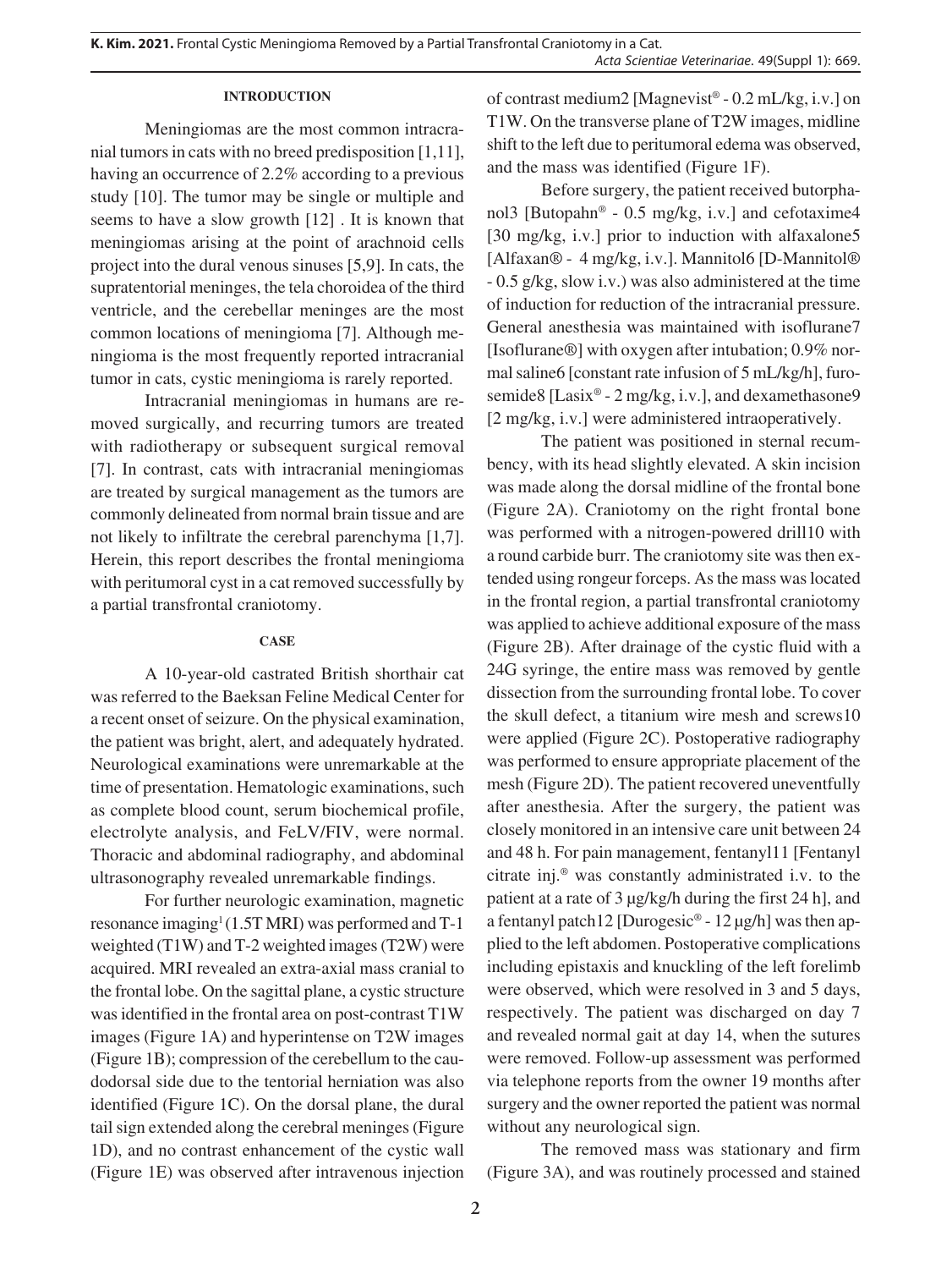## INTRODUCTION

Meningiomas are the most common intracranial tumors in cats with no breed predisposition [1,11], having an occurrence of 2.2% according to a previous study [10]. The tumor may be single or multiple and seems to have a slow growth [12] . It is known that meningiomas arising at the point of arachnoid cells project into the dural venous sinuses [5,9]. In cats, the supratentorial meninges, the tela choroidea of the third ventricle, and the cerebellar meninges are the most common locations of meningioma [7]. Although meningioma is the most frequently reported intracranial tumor in cats, cystic meningioma is rarely reported.

Intracranial meningiomas in humans are removed surgically, and recurring tumors are treated with radiotherapy or subsequent surgical removal [7]. In contrast, cats with intracranial meningiomas are treated by surgical management as the tumors are commonly delineated from normal brain tissue and are not likely to infiltrate the cerebral parenchyma [1,7]. Herein, this report describes the frontal meningioma with peritumoral cyst in a cat removed successfully by a partial transfrontal craniotomy.

## CASE

A 10-year-old castrated British shorthair cat was referred to the Baeksan Feline Medical Center for a recent onset of seizure. On the physical examination, the patient was bright, alert, and adequately hydrated. Neurological examinations were unremarkable at the time of presentation. Hematologic examinations, such as complete blood count, serum biochemical profile, electrolyte analysis, and FeLV/FIV, were normal. Thoracic and abdominal radiography, and abdominal ultrasonography revealed unremarkable findings.

For further neurologic examination, magnetic resonance imaging[1] (1.5T MRI) was performed and T-1 weighted (T1W) and T-2 weighted images (T2W) were acquired. MRI revealed an extra-axial mass cranial to the frontal lobe. On the sagittal plane, a cystic structure was identified in the frontal area on post-contrast T1W images (Figure 1A) and hyperintense on T2W images (Figure 1B); compression of the cerebellum to the caudodorsal side due to the tentorial herniation was also identified (Figure 1C). On the dorsal plane, the dural tail sign extended along the cerebral meninges (Figure 1D), and no contrast enhancement of the cystic wall (Figure 1E) was observed after intravenous injection of contrast medium2 [Magnevist® - 0.2 mL/kg, i.v.] on T1W. On the transverse plane of T2W images, midline shift to the left due to peritumoral edema was observed, and the mass was identified (Figure 1F).

Before surgery, the patient received butorphanol3 [Butopahn® - 0.5 mg/kg, i.v.] and cefotaxime4 [30 mg/kg, i.v.] prior to induction with alfaxalone5 [Alfaxan® - 4 mg/kg, i.v.]. Mannitol6 [D-Mannitol® - 0.5 g/kg, slow i.v.) was also administered at the time of induction for reduction of the intracranial pressure. General anesthesia was maintained with isoflurane7 [Isoflurane®] with oxygen after intubation; 0.9% normal saline6 [constant rate infusion of 5 mL/kg/h], furosemide8 [Lasix® - 2 mg/kg, i.v.], and dexamethasone9 [2 mg/kg, i.v.] were administered intraoperatively.

The patient was positioned in sternal recumbency, with its head slightly elevated. A skin incision was made along the dorsal midline of the frontal bone (Figure 2A). Craniotomy on the right frontal bone was performed with a nitrogen-powered drill10 with a round carbide burr. The craniotomy site was then extended using rongeur forceps. As the mass was located in the frontal region, a partial transfrontal craniotomy was applied to achieve additional exposure of the mass (Figure 2B). After drainage of the cystic fluid with a 24G syringe, the entire mass was removed by gentle dissection from the surrounding frontal lobe. To cover the skull defect, a titanium wire mesh and screws10 were applied (Figure 2C). Postoperative radiography was performed to ensure appropriate placement of the mesh (Figure 2D). The patient recovered uneventfully after anesthesia. After the surgery, the patient was closely monitored in an intensive care unit between 24 and 48 h. For pain management, fentanyl11 [Fentanyl citrate inj.® was constantly administrated i.v. to the patient at a rate of 3 µg/kg/h during the first 24 h], and a fentanyl patch12 [Durogesic® - 12 µg/h] was then applied to the left abdomen. Postoperative complications including epistaxis and knuckling of the left forelimb were observed, which were resolved in 3 and 5 days, respectively. The patient was discharged on day 7 and revealed normal gait at day 14, when the sutures were removed. Follow-up assessment was performed via telephone reports from the owner 19 months after surgery and the owner reported the patient was normal without any neurological sign.

The removed mass was stationary and firm (Figure 3A), and was routinely processed and stained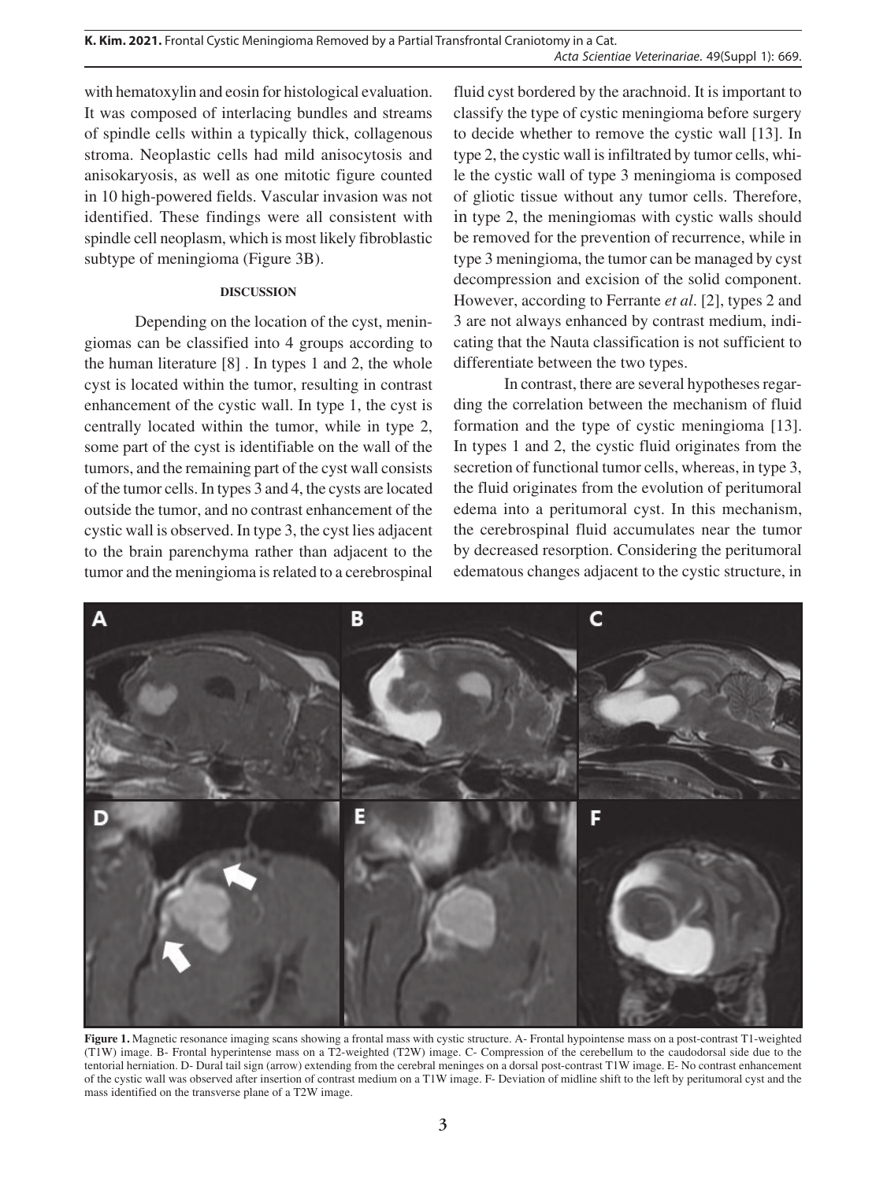with hematoxylin and eosin for histological evaluation. It was composed of interlacing bundles and streams of spindle cells within a typically thick, collagenous stroma. Neoplastic cells had mild anisocytosis and anisokaryosis, as well as one mitotic figure counted in 10 high-powered fields. Vascular invasion was not identified. These findings were all consistent with spindle cell neoplasm, which is most likely fibroblastic subtype of meningioma (Figure 3B).

## DISCUSSION

Depending on the location of the cyst, meningiomas can be classified into 4 groups according to the human literature [8] . In types 1 and 2, the whole cyst is located within the tumor, resulting in contrast enhancement of the cystic wall. In type 1, the cyst is centrally located within the tumor, while in type 2, some part of the cyst is identifiable on the wall of the tumors, and the remaining part of the cyst wall consists of the tumor cells. In types 3 and 4, the cysts are located outside the tumor, and no contrast enhancement of the cystic wall is observed. In type 3, the cyst lies adjacent to the brain parenchyma rather than adjacent to the tumor and the meningioma is related to a cerebrospinal fluid cyst bordered by the arachnoid. It is important to classify the type of cystic meningioma before surgery to decide whether to remove the cystic wall [13]. In type 2, the cystic wall is infiltrated by tumor cells, while the cystic wall of type 3 meningioma is composed of gliotic tissue without any tumor cells. Therefore, in type 2, the meningiomas with cystic walls should be removed for the prevention of recurrence, while in type 3 meningioma, the tumor can be managed by cyst decompression and excision of the solid component. However, according to Ferrante *et al*. [2], types 2 and 3 are not always enhanced by contrast medium, indicating that the Nauta classification is not sufficient to differentiate between the two types.

In contrast, there are several hypotheses regarding the correlation between the mechanism of fluid formation and the type of cystic meningioma [13]. In types 1 and 2, the cystic fluid originates from the secretion of functional tumor cells, whereas, in type 3, the fluid originates from the evolution of peritumoral edema into a peritumoral cyst. In this mechanism, the cerebrospinal fluid accumulates near the tumor by decreased resorption. Considering the peritumoral edematous changes adjacent to the cystic structure, in

**Figure 1.** Magnetic resonance imaging scans showing a frontal mass with cystic structure. A- Frontal hypointense mass on a post-contrast T1-weighted (T1W) image. B- Frontal hyperintense mass on a T2-weighted (T2W) image. C- Compression of the cerebellum to the caudodorsal side due to the tentorial herniation. D- Dural tail sign (arrow) extending from the cerebral meninges on a dorsal post-contrast T1W image. E- No contrast enhancement of the cystic wall was observed after insertion of contrast medium on a T1W image. F- Deviation of midline shift to the left by peritumoral cyst and the mass identified on the transverse plane of a T2W image.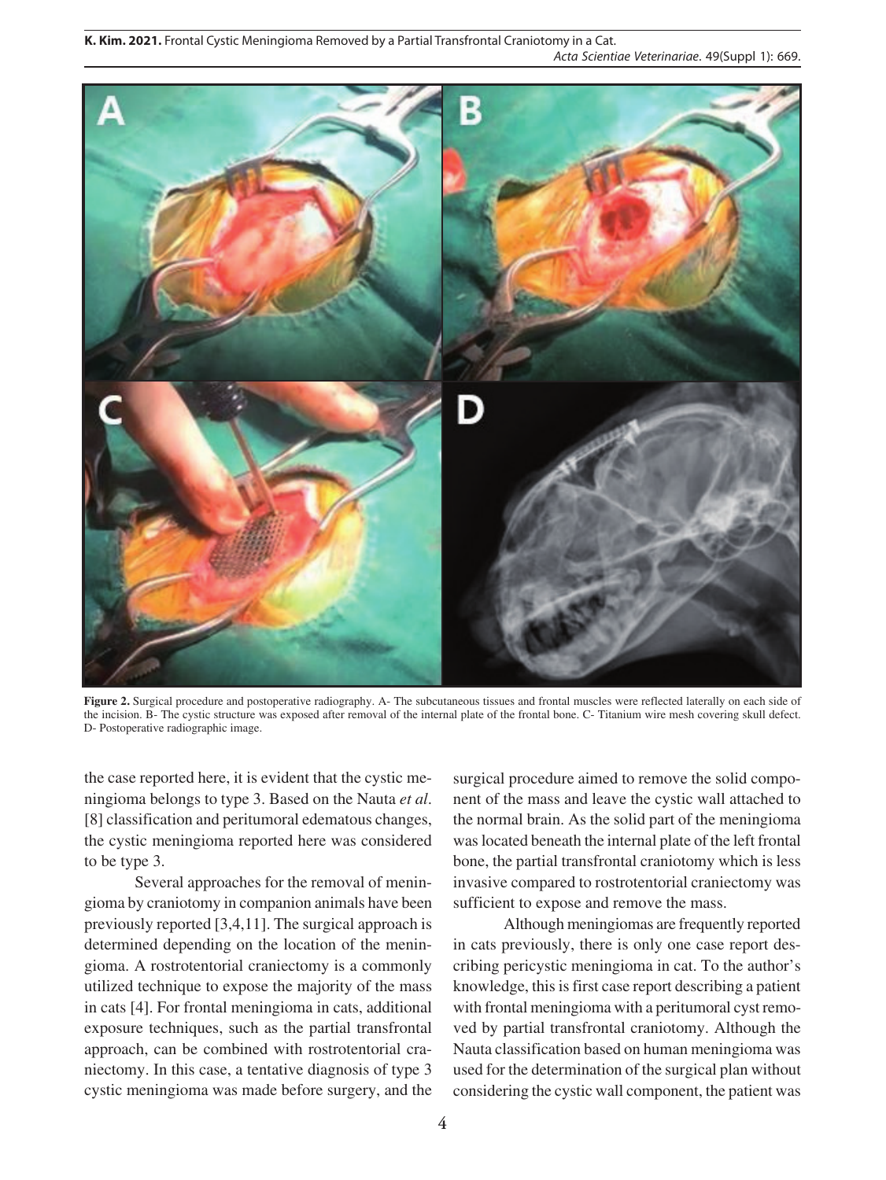**Figure 2.** Surgical procedure and postoperative radiography. A- The subcutaneous tissues and frontal muscles were reflected laterally on each side of the incision. B- The cystic structure was exposed after removal of the internal plate of the frontal bone. C- Titanium wire mesh covering skull defect. D- Postoperative radiographic image.

the case reported here, it is evident that the cystic meningioma belongs to type 3. Based on the Nauta *et al*. [8] classification and peritumoral edematous changes, the cystic meningioma reported here was considered to be type 3.

Several approaches for the removal of meningioma by craniotomy in companion animals have been previously reported [3,4,11]. The surgical approach is determined depending on the location of the meningioma. A rostrotentorial craniectomy is a commonly utilized technique to expose the majority of the mass in cats [4]. For frontal meningioma in cats, additional exposure techniques, such as the partial transfrontal approach, can be combined with rostrotentorial craniectomy. In this case, a tentative diagnosis of type 3 cystic meningioma was made before surgery, and the surgical procedure aimed to remove the solid component of the mass and leave the cystic wall attached to the normal brain. As the solid part of the meningioma was located beneath the internal plate of the left frontal bone, the partial transfrontal craniotomy which is less invasive compared to rostrotentorial craniectomy was sufficient to expose and remove the mass.

Although meningiomas are frequently reported in cats previously, there is only one case report describing pericystic meningioma in cat. To the author's knowledge, this is first case report describing a patient with frontal meningioma with a peritumoral cyst removed by partial transfrontal craniotomy. Although the Nauta classification based on human meningioma was used for the determination of the surgical plan without considering the cystic wall component, the patient was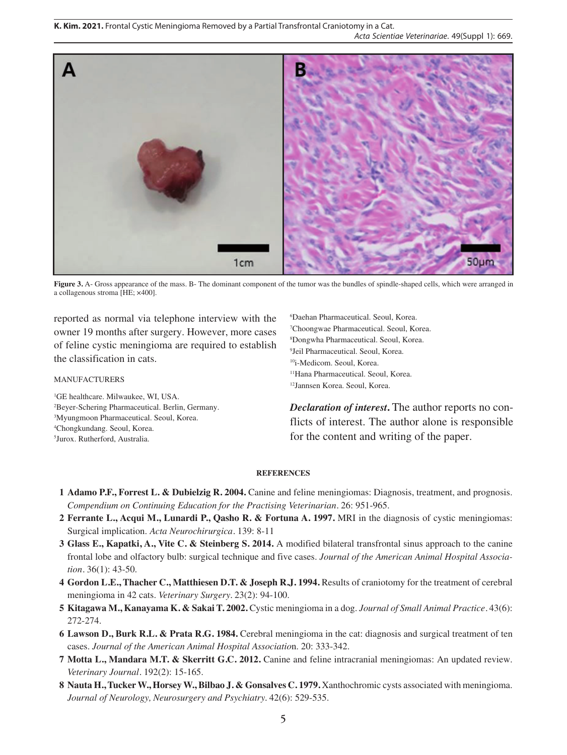**Figure 3.** A- Gross appearance of the mass. B- The dominant component of the tumor was the bundles of spindle-shaped cells, which were arranged in a collagenous stroma [HE; ×400].

reported as normal via telephone interview with the owner 19 months after surgery. However, more cases of feline cystic meningioma are required to establish the classification in cats.

MANUFACTURERS

[1]GE healthcare. Milwaukee, WI, USA.
[2]Beyer-Schering Pharmaceutical. Berlin, Germany.
[3]Myungmoon Pharmaceutical. Seoul, Korea.
[4]Chongkundang. Seoul, Korea.
[5]Jurox. Rutherford, Australia.
[6]Daehan Pharmaceutical. Seoul, Korea.
[7]Choongwae Pharmaceutical. Seoul, Korea.
[8]Dongwha Pharmaceutical. Seoul, Korea.
[9]Jeil Pharmaceutical. Seoul, Korea.
[10]i-Medicom. Seoul, Korea.
[11]Hana Pharmaceutical. Seoul, Korea.
[12]Jannsen Korea. Seoul, Korea.

***Declaration of interest*.** The author reports no conflicts of interest. The author alone is responsible for the content and writing of the paper.

**REFERENCES**

1 **Adamo P.F., Forrest L. & Dubielzig R. 2004.** Canine and feline meningiomas: Diagnosis, treatment, and prognosis. *Compendium on Continuing Education for the Practising Veterinarian*. 26: 951-965.

2 **Ferrante L., Acqui M., Lunardi P., Qasho R. & Fortuna A. 1997.** MRI in the diagnosis of cystic meningiomas: Surgical implication. *Acta Neurochirurgica*. 139: 8-11

3 **Glass E., Kapatki, A., Vite C. & Steinberg S. 2014.** A modified bilateral transfrontal sinus approach to the canine frontal lobe and olfactory bulb: surgical technique and five cases. *Journal of the American Animal Hospital Association*. 36(1): 43-50.

4 **Gordon L.E., Thacher C., Matthiesen D.T. & Joseph R.J. 1994.** Results of craniotomy for the treatment of cerebral meningioma in 42 cats. *Veterinary Surgery*. 23(2): 94-100.

5 **Kitagawa M., Kanayama K. & Sakai T. 2002.** Cystic meningioma in a dog. *Journal of Small Animal Practice*. 43(6): 272-274.

6 **Lawson D., Burk R.L. & Prata R.G. 1984.** Cerebral meningioma in the cat: diagnosis and surgical treatment of ten cases. *Journal of the American Animal Hospital Association*. 20: 333-342.

7 **Motta L., Mandara M.T. & Skerritt G.C. 2012.** Canine and feline intracranial meningiomas: An updated review. *Veterinary Journal*. 192(2): 15-165.

8 **Nauta H., Tucker W., Horsey W., Bilbao J. & Gonsalves C. 1979.** Xanthochromic cysts associated with meningioma. *Journal of Neurology, Neurosurgery and Psychiatry*. 42(6): 529-535.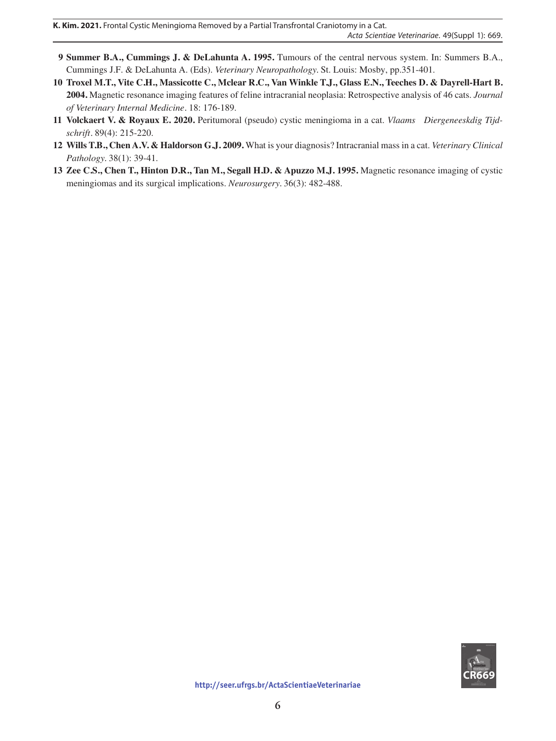9 **Summer B.A., Cummings J. & DeLahunta A. 1995.** Tumours of the central nervous system. In: Summers B.A., Cummings J.F. & DeLahunta A. (Eds). *Veterinary Neuropathology*. St. Louis: Mosby, pp.351-401.

10 **Troxel M.T., Vite C.H., Massicotte C., Mclear R.C., Van Winkle T.J., Glass E.N., Teeches D. & Dayrell-Hart B. 2004.** Magnetic resonance imaging features of feline intracranial neoplasia: Retrospective analysis of 46 cats. *Journal of Veterinary Internal Medicine*. 18: 176-189.

11 **Volckaert V. & Royaux E. 2020.** Peritumoral (pseudo) cystic meningioma in a cat. *Vlaams Diergeneeskdig Tijdschrift*. 89(4): 215-220.

12 **Wills T.B., Chen A.V. & Haldorson G.J. 2009.** What is your diagnosis? Intracranial mass in a cat. *Veterinary Clinical Pathology*. 38(1): 39-41.

13 **Zee C.S., Chen T., Hinton D.R., Tan M., Segall H.D. & Apuzzo M.J. 1995.** Magnetic resonance imaging of cystic meningiomas and its surgical implications. *Neurosurgery*. 36(3): 482-488.